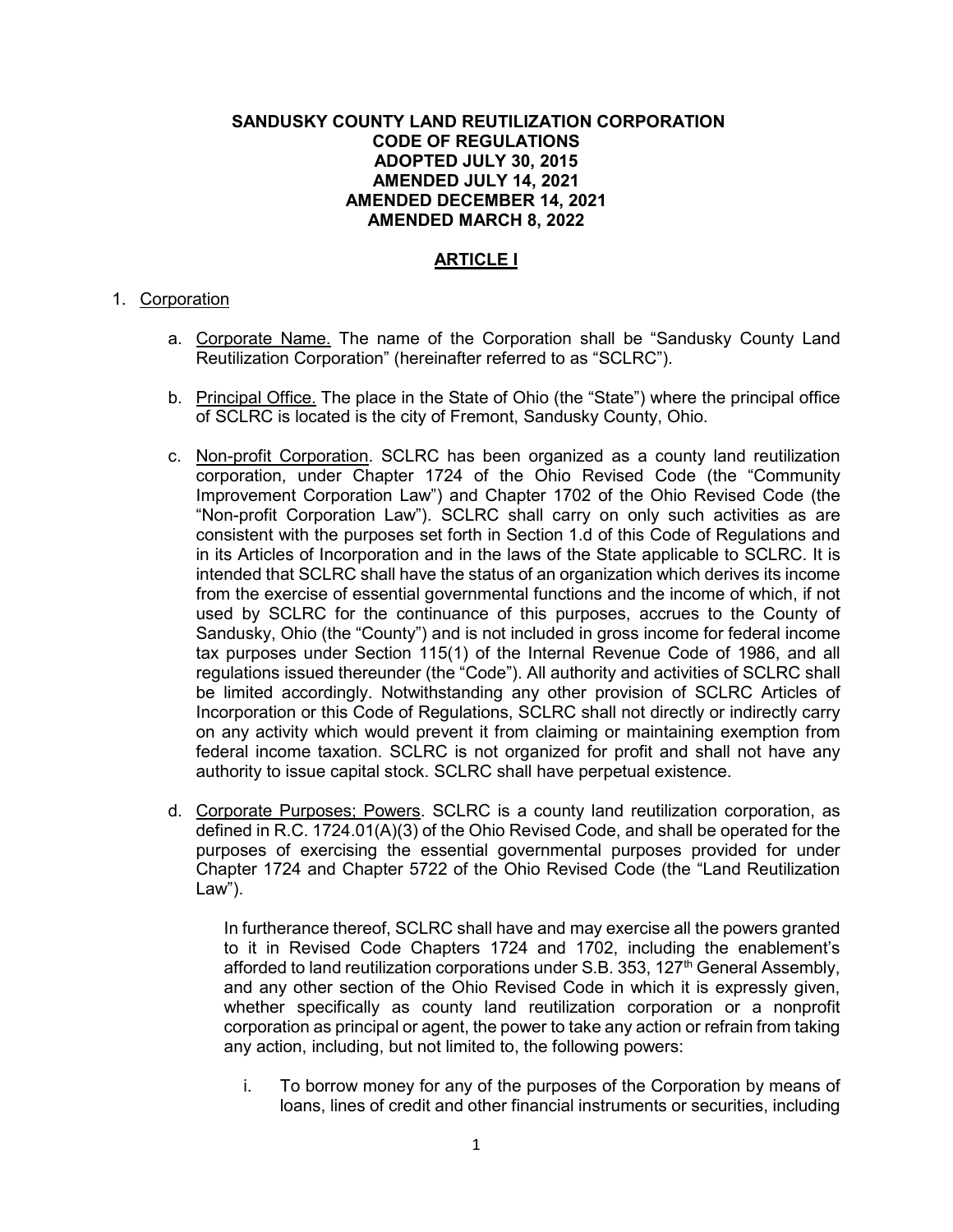**SANDUSKY COUNTY LAND REUTILIZATION CORPORATION**
**CODE OF REGULATIONS**
**ADOPTED JULY 30, 2015**
**AMENDED JULY 14, 2021**
**AMENDED DECEMBER 14, 2021**
**AMENDED MARCH 8, 2022**

# ARTICLE I

1. Corporation

   a. Corporate Name. The name of the Corporation shall be "Sandusky County Land Reutilization Corporation" (hereinafter referred to as "SCLRC").

   b. Principal Office. The place in the State of Ohio (the "State") where the principal office of SCLRC is located is the city of Fremont, Sandusky County, Ohio.

   c. Non-profit Corporation. SCLRC has been organized as a county land reutilization corporation, under Chapter 1724 of the Ohio Revised Code (the "Community Improvement Corporation Law") and Chapter 1702 of the Ohio Revised Code (the "Non-profit Corporation Law"). SCLRC shall carry on only such activities as are consistent with the purposes set forth in Section 1.d of this Code of Regulations and in its Articles of Incorporation and in the laws of the State applicable to SCLRC. It is intended that SCLRC shall have the status of an organization which derives its income from the exercise of essential governmental functions and the income of which, if not used by SCLRC for the continuance of this purposes, accrues to the County of Sandusky, Ohio (the "County") and is not included in gross income for federal income tax purposes under Section 115(1) of the Internal Revenue Code of 1986, and all regulations issued thereunder (the "Code"). All authority and activities of SCLRC shall be limited accordingly. Notwithstanding any other provision of SCLRC Articles of Incorporation or this Code of Regulations, SCLRC shall not directly or indirectly carry on any activity which would prevent it from claiming or maintaining exemption from federal income taxation. SCLRC is not organized for profit and shall not have any authority to issue capital stock. SCLRC shall have perpetual existence.

   d. Corporate Purposes; Powers. SCLRC is a county land reutilization corporation, as defined in R.C. 1724.01(A)(3) of the Ohio Revised Code, and shall be operated for the purposes of exercising the essential governmental purposes provided for under Chapter 1724 and Chapter 5722 of the Ohio Revised Code (the "Land Reutilization Law").

      In furtherance thereof, SCLRC shall have and may exercise all the powers granted to it in Revised Code Chapters 1724 and 1702, including the enablement's afforded to land reutilization corporations under S.B. 353, 127th General Assembly, and any other section of the Ohio Revised Code in which it is expressly given, whether specifically as county land reutilization corporation or a nonprofit corporation as principal or agent, the power to take any action or refrain from taking any action, including, but not limited to, the following powers:

      i. To borrow money for any of the purposes of the Corporation by means of loans, lines of credit and other financial instruments or securities, including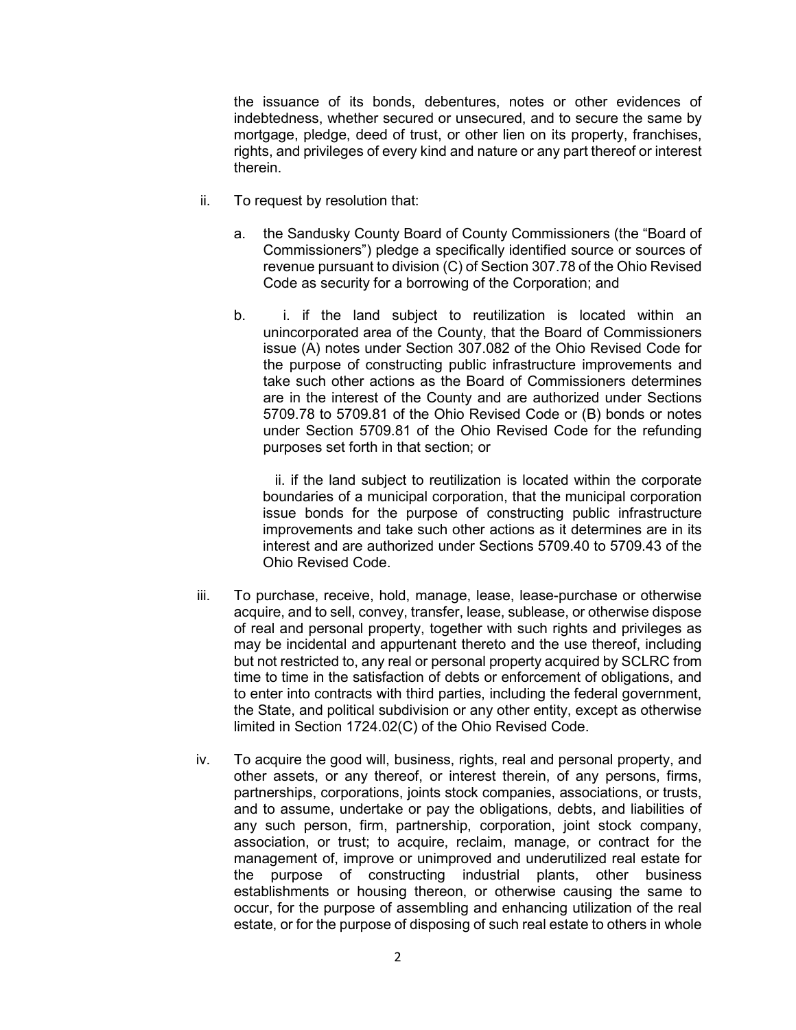the issuance of its bonds, debentures, notes or other evidences of indebtedness, whether secured or unsecured, and to secure the same by mortgage, pledge, deed of trust, or other lien on its property, franchises, rights, and privileges of every kind and nature or any part thereof or interest therein.

ii. To request by resolution that:

   a. the Sandusky County Board of County Commissioners (the "Board of Commissioners") pledge a specifically identified source or sources of revenue pursuant to division (C) of Section 307.78 of the Ohio Revised Code as security for a borrowing of the Corporation; and

   b. i. if the land subject to reutilization is located within an unincorporated area of the County, that the Board of Commissioners issue (A) notes under Section 307.082 of the Ohio Revised Code for the purpose of constructing public infrastructure improvements and take such other actions as the Board of Commissioners determines are in the interest of the County and are authorized under Sections 5709.78 to 5709.81 of the Ohio Revised Code or (B) bonds or notes under Section 5709.81 of the Ohio Revised Code for the refunding purposes set forth in that section; or

      ii. if the land subject to reutilization is located within the corporate boundaries of a municipal corporation, that the municipal corporation issue bonds for the purpose of constructing public infrastructure improvements and take such other actions as it determines are in its interest and are authorized under Sections 5709.40 to 5709.43 of the Ohio Revised Code.

iii. To purchase, receive, hold, manage, lease, lease-purchase or otherwise acquire, and to sell, convey, transfer, lease, sublease, or otherwise dispose of real and personal property, together with such rights and privileges as may be incidental and appurtenant thereto and the use thereof, including but not restricted to, any real or personal property acquired by SCLRC from time to time in the satisfaction of debts or enforcement of obligations, and to enter into contracts with third parties, including the federal government, the State, and political subdivision or any other entity, except as otherwise limited in Section 1724.02(C) of the Ohio Revised Code.

iv. To acquire the good will, business, rights, real and personal property, and other assets, or any thereof, or interest therein, of any persons, firms, partnerships, corporations, joints stock companies, associations, or trusts, and to assume, undertake or pay the obligations, debts, and liabilities of any such person, firm, partnership, corporation, joint stock company, association, or trust; to acquire, reclaim, manage, or contract for the management of, improve or unimproved and underutilized real estate for the purpose of constructing industrial plants, other business establishments or housing thereon, or otherwise causing the same to occur, for the purpose of assembling and enhancing utilization of the real estate, or for the purpose of disposing of such real estate to others in whole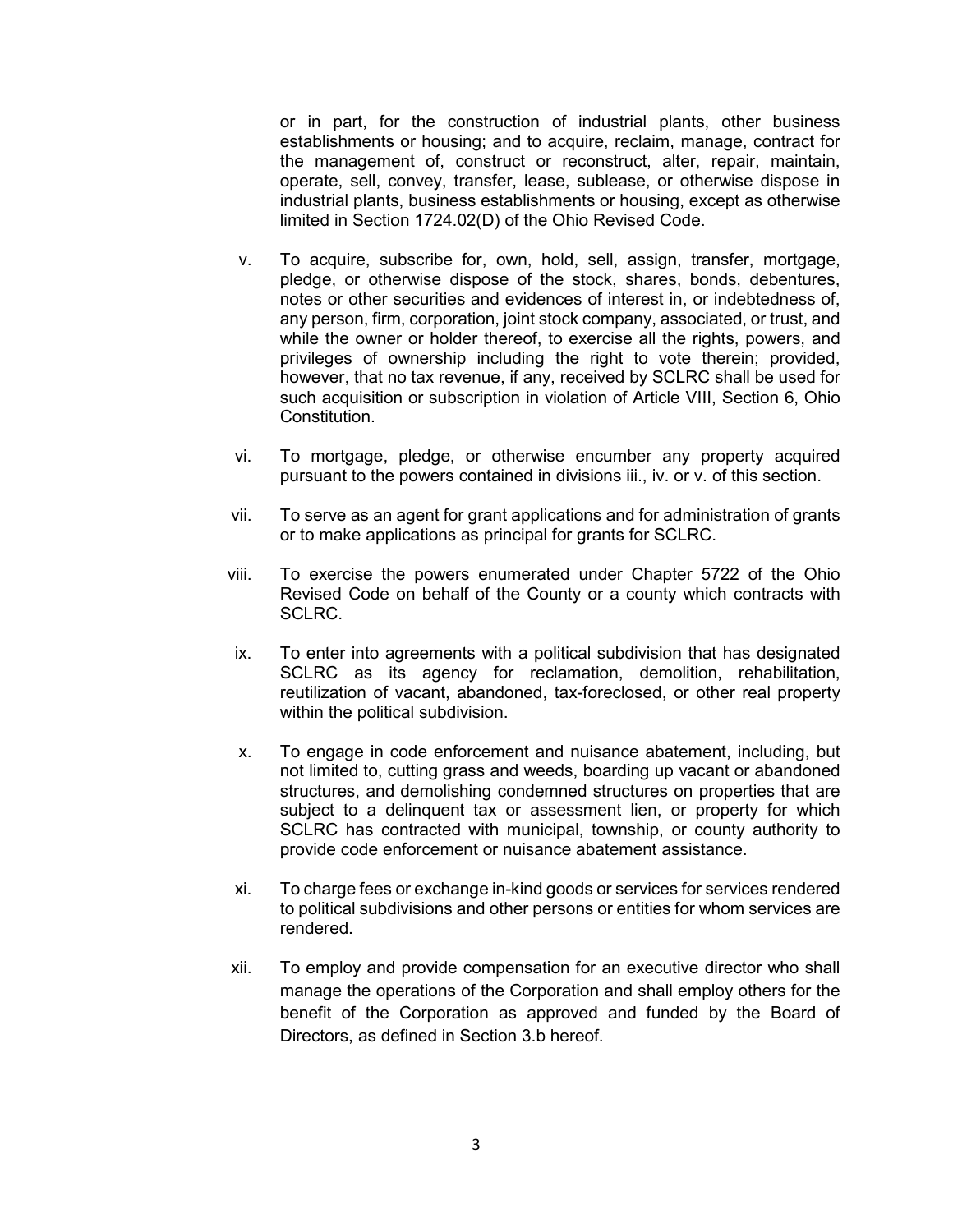or in part, for the construction of industrial plants, other business establishments or housing; and to acquire, reclaim, manage, contract for the management of, construct or reconstruct, alter, repair, maintain, operate, sell, convey, transfer, lease, sublease, or otherwise dispose in industrial plants, business establishments or housing, except as otherwise limited in Section 1724.02(D) of the Ohio Revised Code.

v. To acquire, subscribe for, own, hold, sell, assign, transfer, mortgage, pledge, or otherwise dispose of the stock, shares, bonds, debentures, notes or other securities and evidences of interest in, or indebtedness of, any person, firm, corporation, joint stock company, associated, or trust, and while the owner or holder thereof, to exercise all the rights, powers, and privileges of ownership including the right to vote therein; provided, however, that no tax revenue, if any, received by SCLRC shall be used for such acquisition or subscription in violation of Article VIII, Section 6, Ohio Constitution.

vi. To mortgage, pledge, or otherwise encumber any property acquired pursuant to the powers contained in divisions iii., iv. or v. of this section.

vii. To serve as an agent for grant applications and for administration of grants or to make applications as principal for grants for SCLRC.

viii. To exercise the powers enumerated under Chapter 5722 of the Ohio Revised Code on behalf of the County or a county which contracts with SCLRC.

ix. To enter into agreements with a political subdivision that has designated SCLRC as its agency for reclamation, demolition, rehabilitation, reutilization of vacant, abandoned, tax-foreclosed, or other real property within the political subdivision.

x. To engage in code enforcement and nuisance abatement, including, but not limited to, cutting grass and weeds, boarding up vacant or abandoned structures, and demolishing condemned structures on properties that are subject to a delinquent tax or assessment lien, or property for which SCLRC has contracted with municipal, township, or county authority to provide code enforcement or nuisance abatement assistance.

xi. To charge fees or exchange in-kind goods or services for services rendered to political subdivisions and other persons or entities for whom services are rendered.

xii. To employ and provide compensation for an executive director who shall manage the operations of the Corporation and shall employ others for the benefit of the Corporation as approved and funded by the Board of Directors, as defined in Section 3.b hereof.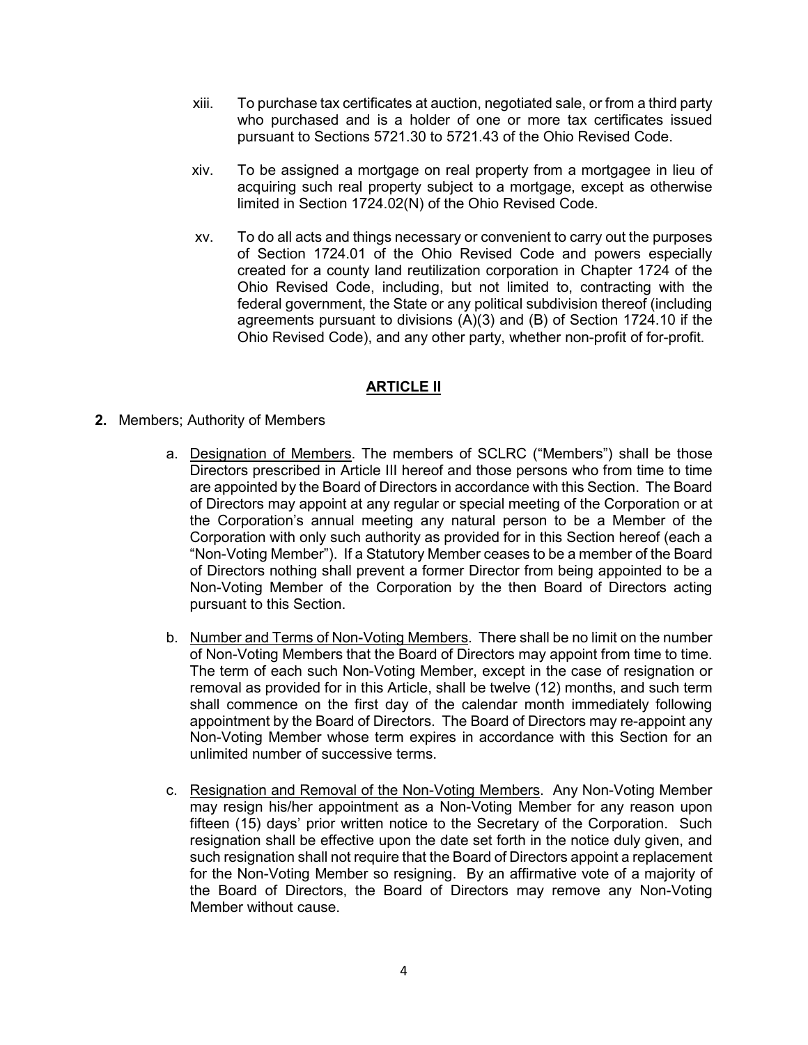xiii. To purchase tax certificates at auction, negotiated sale, or from a third party who purchased and is a holder of one or more tax certificates issued pursuant to Sections 5721.30 to 5721.43 of the Ohio Revised Code.

xiv. To be assigned a mortgage on real property from a mortgagee in lieu of acquiring such real property subject to a mortgage, except as otherwise limited in Section 1724.02(N) of the Ohio Revised Code.

xv. To do all acts and things necessary or convenient to carry out the purposes of Section 1724.01 of the Ohio Revised Code and powers especially created for a county land reutilization corporation in Chapter 1724 of the Ohio Revised Code, including, but not limited to, contracting with the federal government, the State or any political subdivision thereof (including agreements pursuant to divisions (A)(3) and (B) of Section 1724.10 if the Ohio Revised Code), and any other party, whether non-profit of for-profit.

## **ARTICLE II**

**2.** Members; Authority of Members

a. Designation of Members. The members of SCLRC ("Members") shall be those Directors prescribed in Article III hereof and those persons who from time to time are appointed by the Board of Directors in accordance with this Section. The Board of Directors may appoint at any regular or special meeting of the Corporation or at the Corporation's annual meeting any natural person to be a Member of the Corporation with only such authority as provided for in this Section hereof (each a "Non-Voting Member"). If a Statutory Member ceases to be a member of the Board of Directors nothing shall prevent a former Director from being appointed to be a Non-Voting Member of the Corporation by the then Board of Directors acting pursuant to this Section.

b. Number and Terms of Non-Voting Members. There shall be no limit on the number of Non-Voting Members that the Board of Directors may appoint from time to time. The term of each such Non-Voting Member, except in the case of resignation or removal as provided for in this Article, shall be twelve (12) months, and such term shall commence on the first day of the calendar month immediately following appointment by the Board of Directors. The Board of Directors may re-appoint any Non-Voting Member whose term expires in accordance with this Section for an unlimited number of successive terms.

c. Resignation and Removal of the Non-Voting Members. Any Non-Voting Member may resign his/her appointment as a Non-Voting Member for any reason upon fifteen (15) days' prior written notice to the Secretary of the Corporation. Such resignation shall be effective upon the date set forth in the notice duly given, and such resignation shall not require that the Board of Directors appoint a replacement for the Non-Voting Member so resigning. By an affirmative vote of a majority of the Board of Directors, the Board of Directors may remove any Non-Voting Member without cause.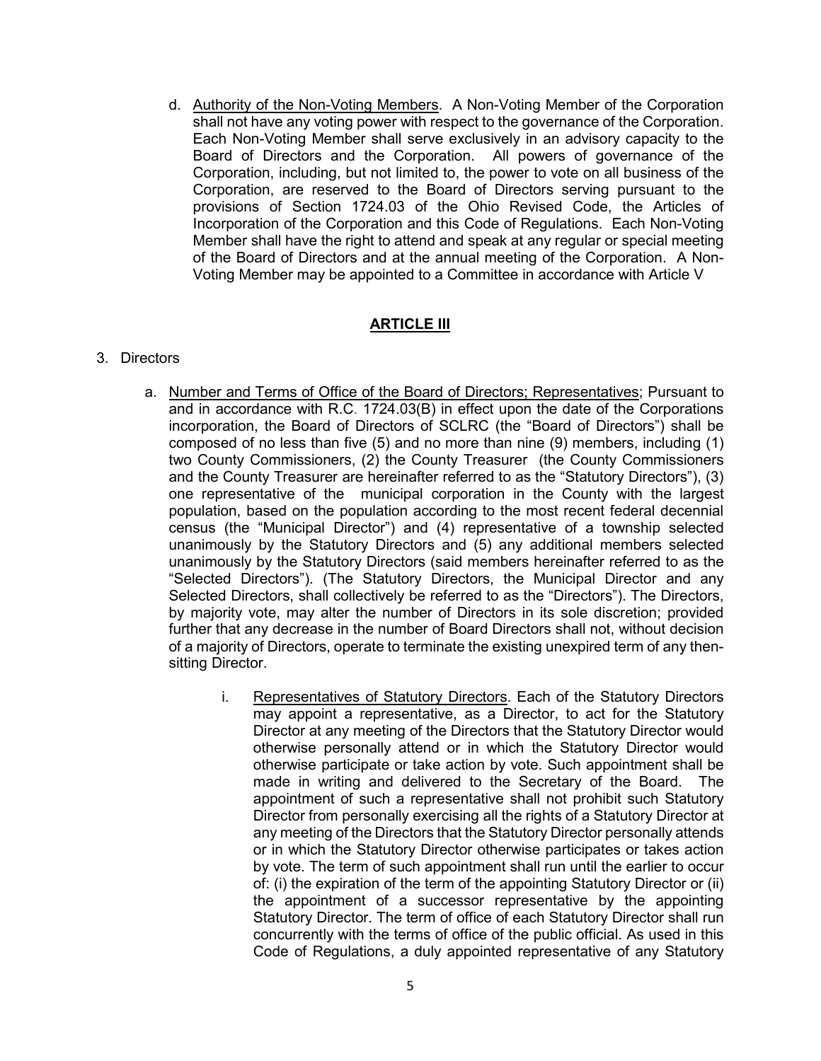d. <u>Authority of the Non-Voting Members</u>. A Non-Voting Member of the Corporation shall not have any voting power with respect to the governance of the Corporation. Each Non-Voting Member shall serve exclusively in an advisory capacity to the Board of Directors and the Corporation. All powers of governance of the Corporation, including, but not limited to, the power to vote on all business of the Corporation, are reserved to the Board of Directors serving pursuant to the provisions of Section 1724.03 of the Ohio Revised Code, the Articles of Incorporation of the Corporation and this Code of Regulations. Each Non-Voting Member shall have the right to attend and speak at any regular or special meeting of the Board of Directors and at the annual meeting of the Corporation. A Non-Voting Member may be appointed to a Committee in accordance with Article V

## ARTICLE III

3. Directors

   a. <u>Number and Terms of Office of the Board of Directors; Representatives</u>; Pursuant to and in accordance with R.C. 1724.03(B) in effect upon the date of the Corporations incorporation, the Board of Directors of SCLRC (the "Board of Directors") shall be composed of no less than five (5) and no more than nine (9) members, including (1) two County Commissioners, (2) the County Treasurer (the County Commissioners and the County Treasurer are hereinafter referred to as the "Statutory Directors"), (3) one representative of the municipal corporation in the County with the largest population, based on the population according to the most recent federal decennial census (the "Municipal Director") and (4) representative of a township selected unanimously by the Statutory Directors and (5) any additional members selected unanimously by the Statutory Directors (said members hereinafter referred to as the "Selected Directors"). (The Statutory Directors, the Municipal Director and any Selected Directors, shall collectively be referred to as the "Directors"). The Directors, by majority vote, may alter the number of Directors in its sole discretion; provided further that any decrease in the number of Board Directors shall not, without decision of a majority of Directors, operate to terminate the existing unexpired term of any then-sitting Director.

      i. <u>Representatives of Statutory Directors</u>. Each of the Statutory Directors may appoint a representative, as a Director, to act for the Statutory Director at any meeting of the Directors that the Statutory Director would otherwise personally attend or in which the Statutory Director would otherwise participate or take action by vote. Such appointment shall be made in writing and delivered to the Secretary of the Board. The appointment of such a representative shall not prohibit such Statutory Director from personally exercising all the rights of a Statutory Director at any meeting of the Directors that the Statutory Director personally attends or in which the Statutory Director otherwise participates or takes action by vote. The term of such appointment shall run until the earlier to occur of: (i) the expiration of the term of the appointing Statutory Director or (ii) the appointment of a successor representative by the appointing Statutory Director. The term of office of each Statutory Director shall run concurrently with the terms of office of the public official. As used in this Code of Regulations, a duly appointed representative of any Statutory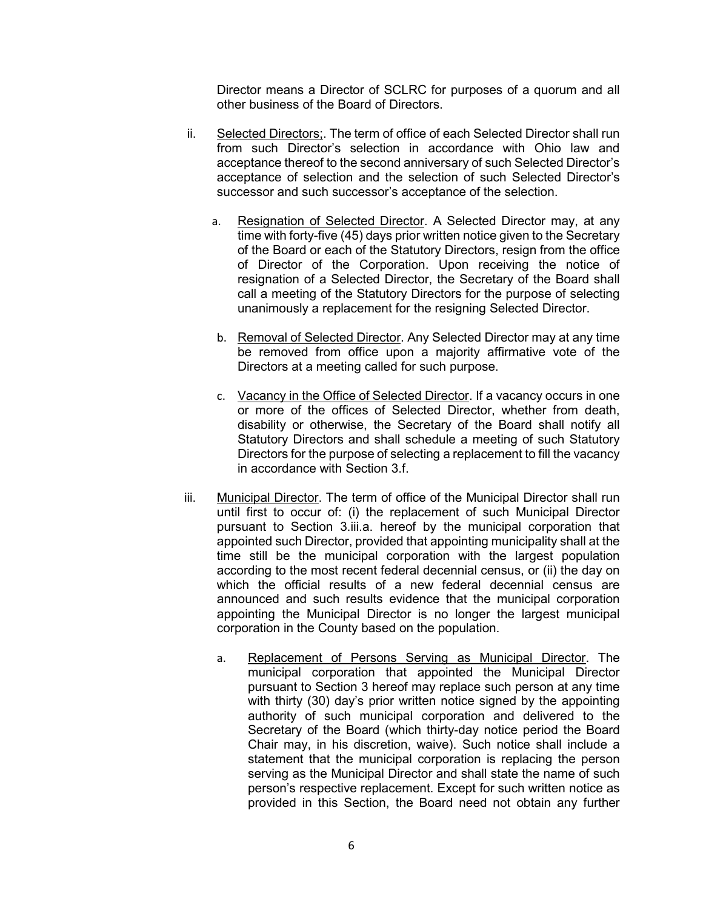Director means a Director of SCLRC for purposes of a quorum and all other business of the Board of Directors.

ii. Selected Directors;. The term of office of each Selected Director shall run from such Director's selection in accordance with Ohio law and acceptance thereof to the second anniversary of such Selected Director's acceptance of selection and the selection of such Selected Director's successor and such successor's acceptance of the selection.

   a. Resignation of Selected Director. A Selected Director may, at any time with forty-five (45) days prior written notice given to the Secretary of the Board or each of the Statutory Directors, resign from the office of Director of the Corporation. Upon receiving the notice of resignation of a Selected Director, the Secretary of the Board shall call a meeting of the Statutory Directors for the purpose of selecting unanimously a replacement for the resigning Selected Director.

   b. Removal of Selected Director. Any Selected Director may at any time be removed from office upon a majority affirmative vote of the Directors at a meeting called for such purpose.

   c. Vacancy in the Office of Selected Director. If a vacancy occurs in one or more of the offices of Selected Director, whether from death, disability or otherwise, the Secretary of the Board shall notify all Statutory Directors and shall schedule a meeting of such Statutory Directors for the purpose of selecting a replacement to fill the vacancy in accordance with Section 3.f.

iii. Municipal Director. The term of office of the Municipal Director shall run until first to occur of: (i) the replacement of such Municipal Director pursuant to Section 3.iii.a. hereof by the municipal corporation that appointed such Director, provided that appointing municipality shall at the time still be the municipal corporation with the largest population according to the most recent federal decennial census, or (ii) the day on which the official results of a new federal decennial census are announced and such results evidence that the municipal corporation appointing the Municipal Director is no longer the largest municipal corporation in the County based on the population.

   a. Replacement of Persons Serving as Municipal Director. The municipal corporation that appointed the Municipal Director pursuant to Section 3 hereof may replace such person at any time with thirty (30) day's prior written notice signed by the appointing authority of such municipal corporation and delivered to the Secretary of the Board (which thirty-day notice period the Board Chair may, in his discretion, waive). Such notice shall include a statement that the municipal corporation is replacing the person serving as the Municipal Director and shall state the name of such person's respective replacement. Except for such written notice as provided in this Section, the Board need not obtain any further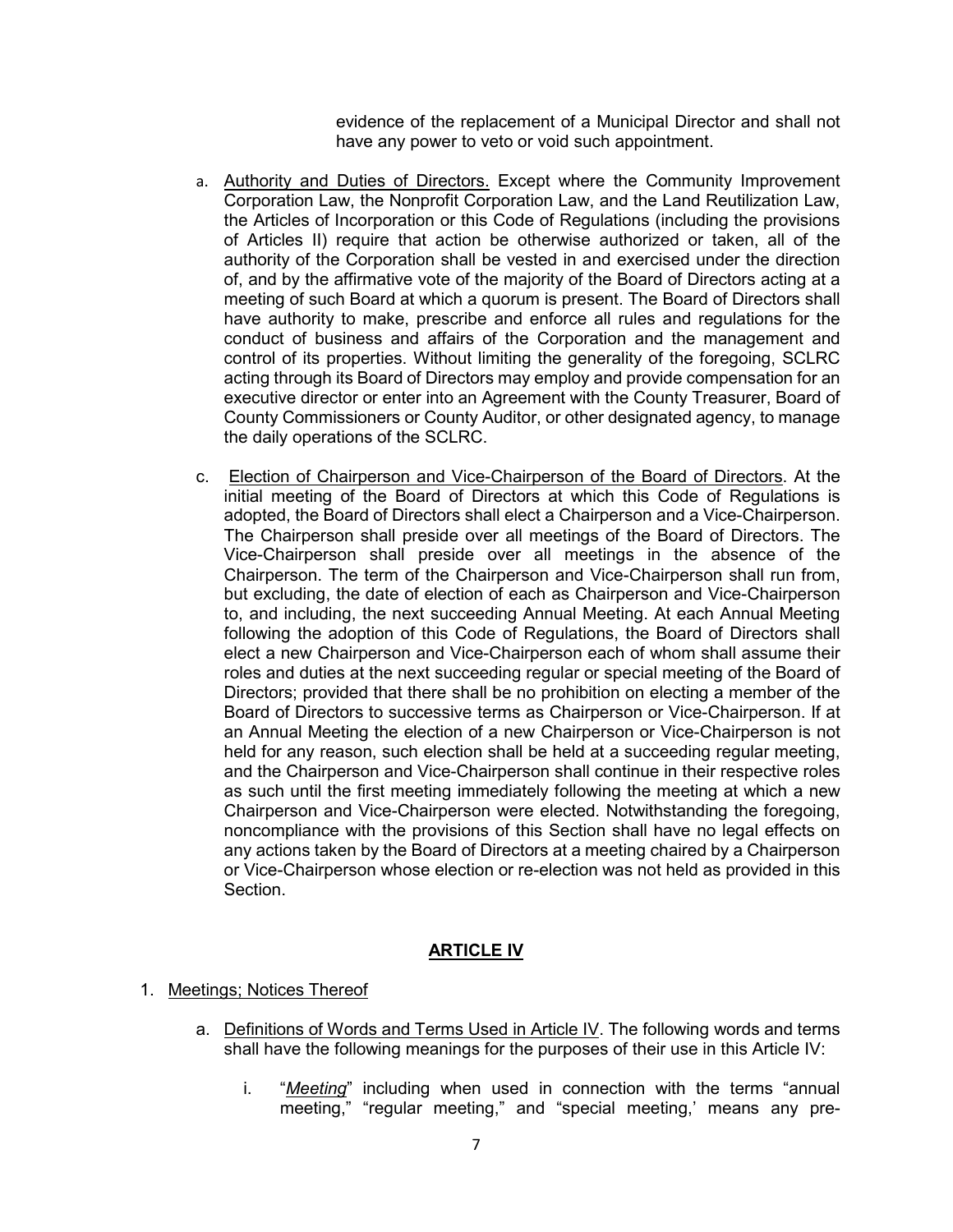evidence of the replacement of a Municipal Director and shall not have any power to veto or void such appointment.

a. Authority and Duties of Directors. Except where the Community Improvement Corporation Law, the Nonprofit Corporation Law, and the Land Reutilization Law, the Articles of Incorporation or this Code of Regulations (including the provisions of Articles II) require that action be otherwise authorized or taken, all of the authority of the Corporation shall be vested in and exercised under the direction of, and by the affirmative vote of the majority of the Board of Directors acting at a meeting of such Board at which a quorum is present. The Board of Directors shall have authority to make, prescribe and enforce all rules and regulations for the conduct of business and affairs of the Corporation and the management and control of its properties. Without limiting the generality of the foregoing, SCLRC acting through its Board of Directors may employ and provide compensation for an executive director or enter into an Agreement with the County Treasurer, Board of County Commissioners or County Auditor, or other designated agency, to manage the daily operations of the SCLRC.

c. Election of Chairperson and Vice-Chairperson of the Board of Directors. At the initial meeting of the Board of Directors at which this Code of Regulations is adopted, the Board of Directors shall elect a Chairperson and a Vice-Chairperson. The Chairperson shall preside over all meetings of the Board of Directors. The Vice-Chairperson shall preside over all meetings in the absence of the Chairperson. The term of the Chairperson and Vice-Chairperson shall run from, but excluding, the date of election of each as Chairperson and Vice-Chairperson to, and including, the next succeeding Annual Meeting. At each Annual Meeting following the adoption of this Code of Regulations, the Board of Directors shall elect a new Chairperson and Vice-Chairperson each of whom shall assume their roles and duties at the next succeeding regular or special meeting of the Board of Directors; provided that there shall be no prohibition on electing a member of the Board of Directors to successive terms as Chairperson or Vice-Chairperson. If at an Annual Meeting the election of a new Chairperson or Vice-Chairperson is not held for any reason, such election shall be held at a succeeding regular meeting, and the Chairperson and Vice-Chairperson shall continue in their respective roles as such until the first meeting immediately following the meeting at which a new Chairperson and Vice-Chairperson were elected. Notwithstanding the foregoing, noncompliance with the provisions of this Section shall have no legal effects on any actions taken by the Board of Directors at a meeting chaired by a Chairperson or Vice-Chairperson whose election or re-election was not held as provided in this Section.

## ARTICLE IV

1. Meetings; Notices Thereof

   a. Definitions of Words and Terms Used in Article IV. The following words and terms shall have the following meanings for the purposes of their use in this Article IV:

      i. "*Meeting*" including when used in connection with the terms "annual meeting," "regular meeting," and "special meeting,' means any pre-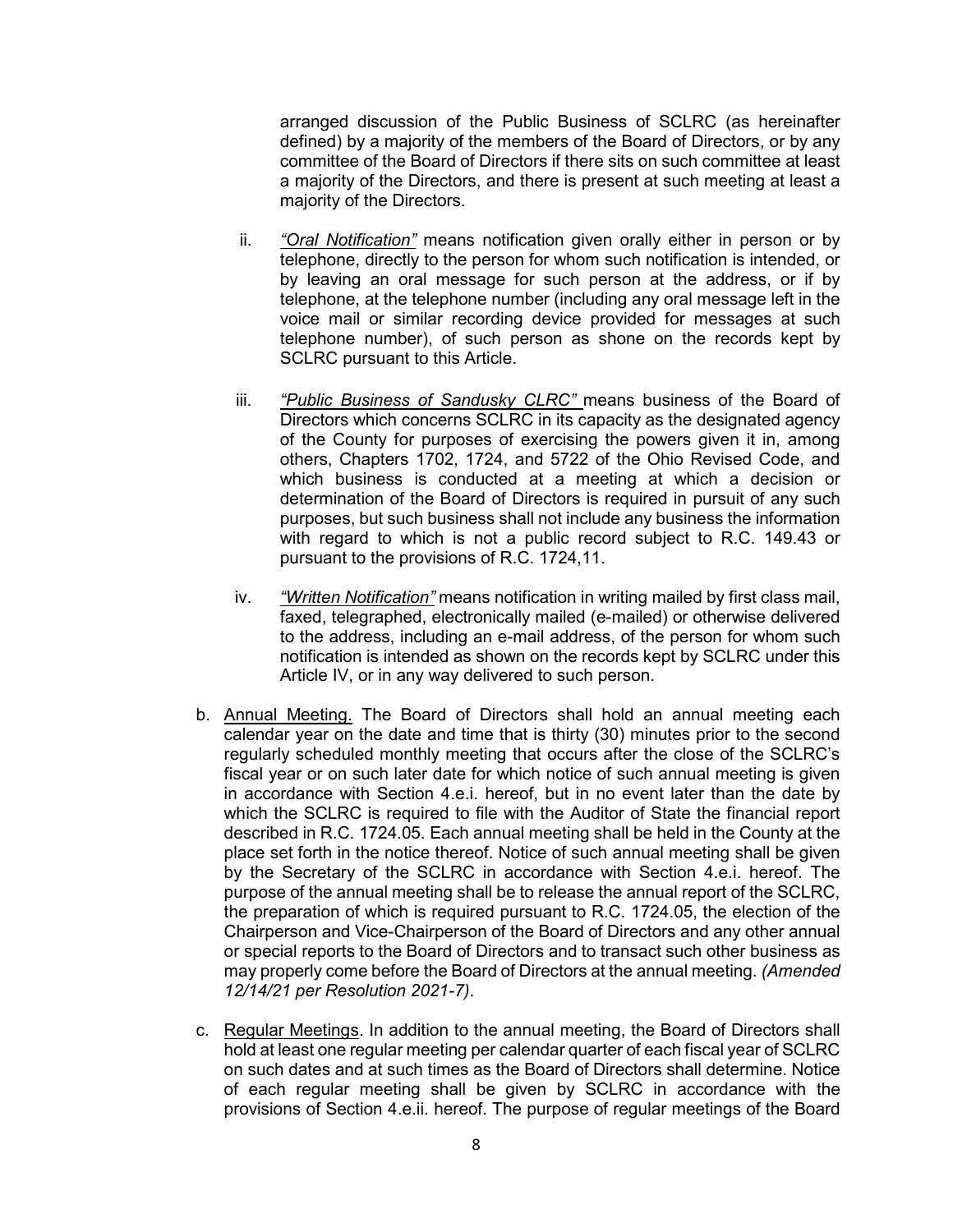arranged discussion of the Public Business of SCLRC (as hereinafter defined) by a majority of the members of the Board of Directors, or by any committee of the Board of Directors if there sits on such committee at least a majority of the Directors, and there is present at such meeting at least a majority of the Directors.

ii. *"Oral Notification"* means notification given orally either in person or by telephone, directly to the person for whom such notification is intended, or by leaving an oral message for such person at the address, or if by telephone, at the telephone number (including any oral message left in the voice mail or similar recording device provided for messages at such telephone number), of such person as shone on the records kept by SCLRC pursuant to this Article.

iii. *"Public Business of Sandusky CLRC"* means business of the Board of Directors which concerns SCLRC in its capacity as the designated agency of the County for purposes of exercising the powers given it in, among others, Chapters 1702, 1724, and 5722 of the Ohio Revised Code, and which business is conducted at a meeting at which a decision or determination of the Board of Directors is required in pursuit of any such purposes, but such business shall not include any business the information with regard to which is not a public record subject to R.C. 149.43 or pursuant to the provisions of R.C. 1724,11.

iv. *"Written Notification"* means notification in writing mailed by first class mail, faxed, telegraphed, electronically mailed (e-mailed) or otherwise delivered to the address, including an e-mail address, of the person for whom such notification is intended as shown on the records kept by SCLRC under this Article IV, or in any way delivered to such person.

b. Annual Meeting. The Board of Directors shall hold an annual meeting each calendar year on the date and time that is thirty (30) minutes prior to the second regularly scheduled monthly meeting that occurs after the close of the SCLRC's fiscal year or on such later date for which notice of such annual meeting is given in accordance with Section 4.e.i. hereof, but in no event later than the date by which the SCLRC is required to file with the Auditor of State the financial report described in R.C. 1724.05. Each annual meeting shall be held in the County at the place set forth in the notice thereof. Notice of such annual meeting shall be given by the Secretary of the SCLRC in accordance with Section 4.e.i. hereof. The purpose of the annual meeting shall be to release the annual report of the SCLRC, the preparation of which is required pursuant to R.C. 1724.05, the election of the Chairperson and Vice-Chairperson of the Board of Directors and any other annual or special reports to the Board of Directors and to transact such other business as may properly come before the Board of Directors at the annual meeting. *(Amended 12/14/21 per Resolution 2021-7)*.

c. Regular Meetings. In addition to the annual meeting, the Board of Directors shall hold at least one regular meeting per calendar quarter of each fiscal year of SCLRC on such dates and at such times as the Board of Directors shall determine. Notice of each regular meeting shall be given by SCLRC in accordance with the provisions of Section 4.e.ii. hereof. The purpose of regular meetings of the Board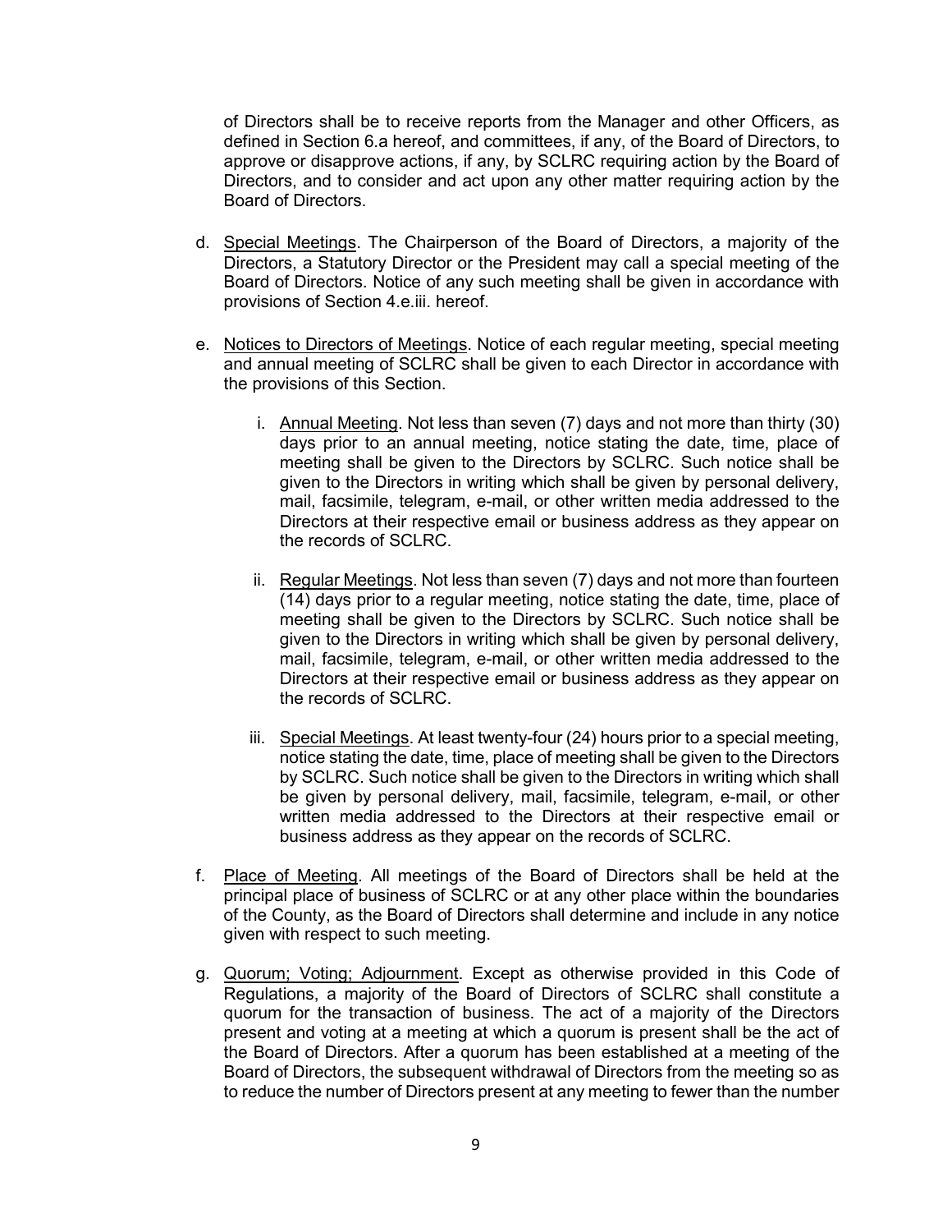of Directors shall be to receive reports from the Manager and other Officers, as defined in Section 6.a hereof, and committees, if any, of the Board of Directors, to approve or disapprove actions, if any, by SCLRC requiring action by the Board of Directors, and to consider and act upon any other matter requiring action by the Board of Directors.

d. Special Meetings. The Chairperson of the Board of Directors, a majority of the Directors, a Statutory Director or the President may call a special meeting of the Board of Directors. Notice of any such meeting shall be given in accordance with provisions of Section 4.e.iii. hereof.

e. Notices to Directors of Meetings. Notice of each regular meeting, special meeting and annual meeting of SCLRC shall be given to each Director in accordance with the provisions of this Section.

   i. Annual Meeting. Not less than seven (7) days and not more than thirty (30) days prior to an annual meeting, notice stating the date, time, place of meeting shall be given to the Directors by SCLRC. Such notice shall be given to the Directors in writing which shall be given by personal delivery, mail, facsimile, telegram, e-mail, or other written media addressed to the Directors at their respective email or business address as they appear on the records of SCLRC.

   ii. Regular Meetings. Not less than seven (7) days and not more than fourteen (14) days prior to a regular meeting, notice stating the date, time, place of meeting shall be given to the Directors by SCLRC. Such notice shall be given to the Directors in writing which shall be given by personal delivery, mail, facsimile, telegram, e-mail, or other written media addressed to the Directors at their respective email or business address as they appear on the records of SCLRC.

   iii. Special Meetings. At least twenty-four (24) hours prior to a special meeting, notice stating the date, time, place of meeting shall be given to the Directors by SCLRC. Such notice shall be given to the Directors in writing which shall be given by personal delivery, mail, facsimile, telegram, e-mail, or other written media addressed to the Directors at their respective email or business address as they appear on the records of SCLRC.

f. Place of Meeting. All meetings of the Board of Directors shall be held at the principal place of business of SCLRC or at any other place within the boundaries of the County, as the Board of Directors shall determine and include in any notice given with respect to such meeting.

g. Quorum; Voting; Adjournment. Except as otherwise provided in this Code of Regulations, a majority of the Board of Directors of SCLRC shall constitute a quorum for the transaction of business. The act of a majority of the Directors present and voting at a meeting at which a quorum is present shall be the act of the Board of Directors. After a quorum has been established at a meeting of the Board of Directors, the subsequent withdrawal of Directors from the meeting so as to reduce the number of Directors present at any meeting to fewer than the number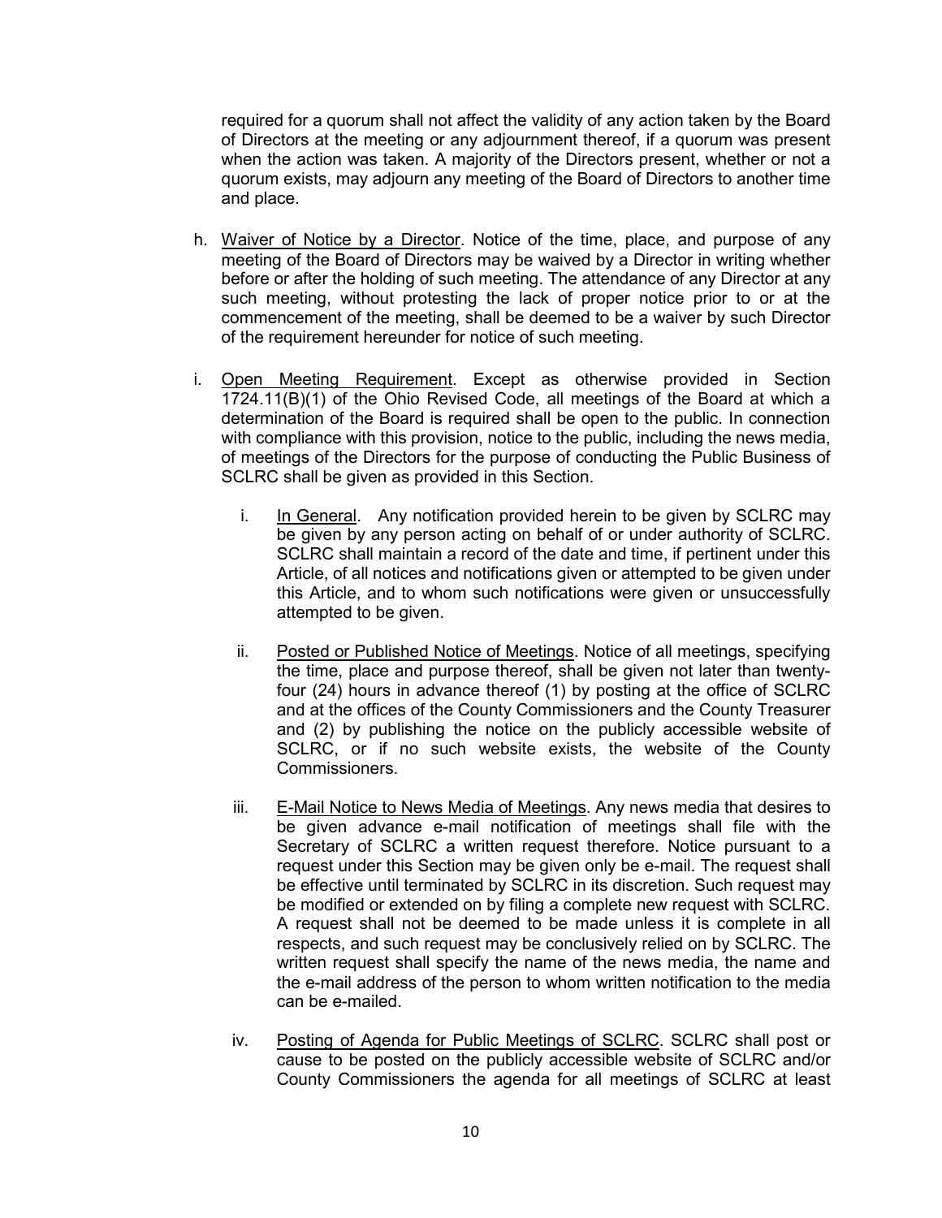required for a quorum shall not affect the validity of any action taken by the Board of Directors at the meeting or any adjournment thereof, if a quorum was present when the action was taken. A majority of the Directors present, whether or not a quorum exists, may adjourn any meeting of the Board of Directors to another time and place.

h. Waiver of Notice by a Director. Notice of the time, place, and purpose of any meeting of the Board of Directors may be waived by a Director in writing whether before or after the holding of such meeting. The attendance of any Director at any such meeting, without protesting the lack of proper notice prior to or at the commencement of the meeting, shall be deemed to be a waiver by such Director of the requirement hereunder for notice of such meeting.

i. Open Meeting Requirement. Except as otherwise provided in Section 1724.11(B)(1) of the Ohio Revised Code, all meetings of the Board at which a determination of the Board is required shall be open to the public. In connection with compliance with this provision, notice to the public, including the news media, of meetings of the Directors for the purpose of conducting the Public Business of SCLRC shall be given as provided in this Section.

   i. In General. Any notification provided herein to be given by SCLRC may be given by any person acting on behalf of or under authority of SCLRC. SCLRC shall maintain a record of the date and time, if pertinent under this Article, of all notices and notifications given or attempted to be given under this Article, and to whom such notifications were given or unsuccessfully attempted to be given.

   ii. Posted or Published Notice of Meetings. Notice of all meetings, specifying the time, place and purpose thereof, shall be given not later than twenty-four (24) hours in advance thereof (1) by posting at the office of SCLRC and at the offices of the County Commissioners and the County Treasurer and (2) by publishing the notice on the publicly accessible website of SCLRC, or if no such website exists, the website of the County Commissioners.

   iii. E-Mail Notice to News Media of Meetings. Any news media that desires to be given advance e-mail notification of meetings shall file with the Secretary of SCLRC a written request therefore. Notice pursuant to a request under this Section may be given only be e-mail. The request shall be effective until terminated by SCLRC in its discretion. Such request may be modified or extended on by filing a complete new request with SCLRC. A request shall not be deemed to be made unless it is complete in all respects, and such request may be conclusively relied on by SCLRC. The written request shall specify the name of the news media, the name and the e-mail address of the person to whom written notification to the media can be e-mailed.

   iv. Posting of Agenda for Public Meetings of SCLRC. SCLRC shall post or cause to be posted on the publicly accessible website of SCLRC and/or County Commissioners the agenda for all meetings of SCLRC at least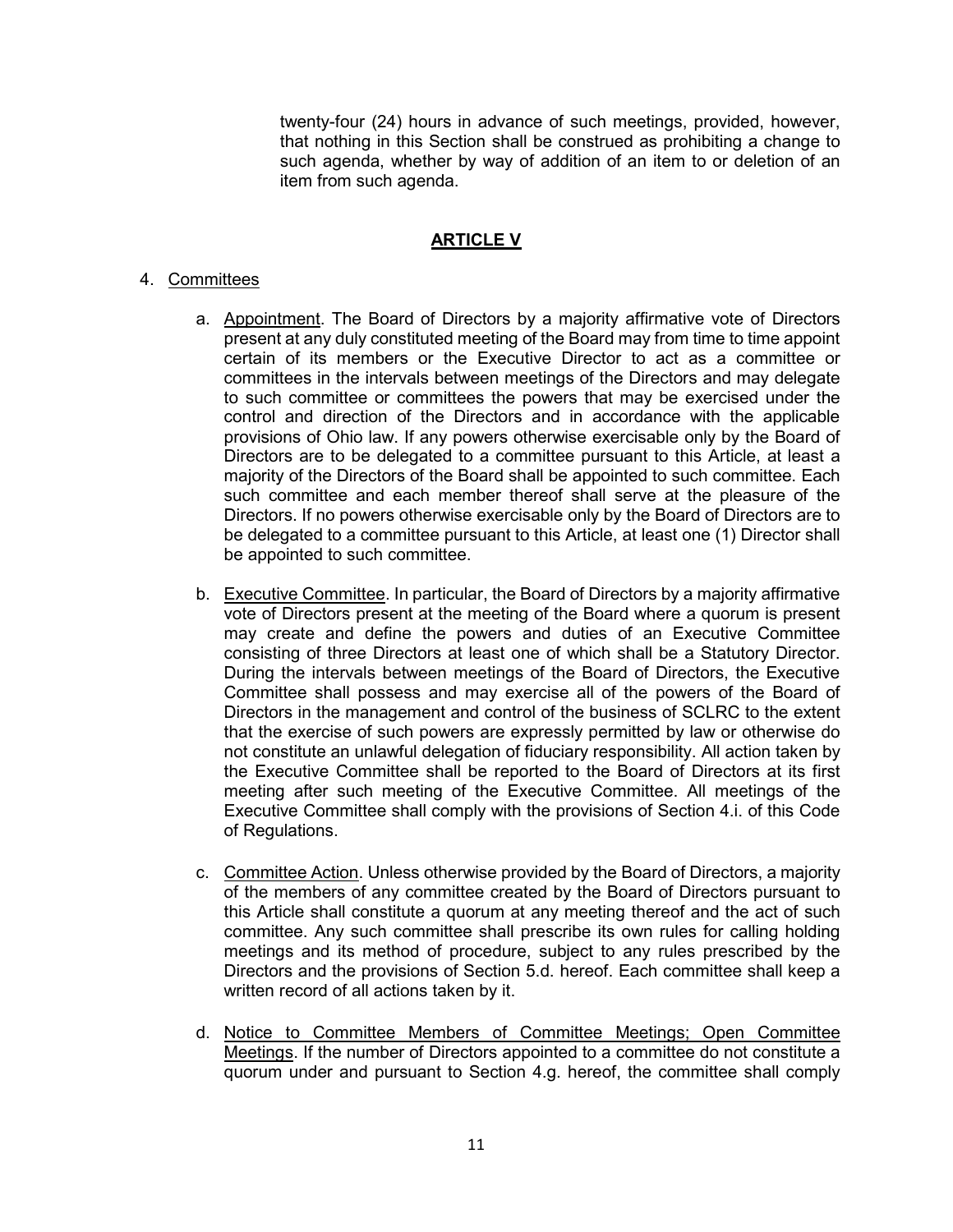twenty-four (24) hours in advance of such meetings, provided, however, that nothing in this Section shall be construed as prohibiting a change to such agenda, whether by way of addition of an item to or deletion of an item from such agenda.

## ARTICLE V

4. Committees

   a. Appointment. The Board of Directors by a majority affirmative vote of Directors present at any duly constituted meeting of the Board may from time to time appoint certain of its members or the Executive Director to act as a committee or committees in the intervals between meetings of the Directors and may delegate to such committee or committees the powers that may be exercised under the control and direction of the Directors and in accordance with the applicable provisions of Ohio law. If any powers otherwise exercisable only by the Board of Directors are to be delegated to a committee pursuant to this Article, at least a majority of the Directors of the Board shall be appointed to such committee. Each such committee and each member thereof shall serve at the pleasure of the Directors. If no powers otherwise exercisable only by the Board of Directors are to be delegated to a committee pursuant to this Article, at least one (1) Director shall be appointed to such committee.

   b. Executive Committee. In particular, the Board of Directors by a majority affirmative vote of Directors present at the meeting of the Board where a quorum is present may create and define the powers and duties of an Executive Committee consisting of three Directors at least one of which shall be a Statutory Director. During the intervals between meetings of the Board of Directors, the Executive Committee shall possess and may exercise all of the powers of the Board of Directors in the management and control of the business of SCLRC to the extent that the exercise of such powers are expressly permitted by law or otherwise do not constitute an unlawful delegation of fiduciary responsibility. All action taken by the Executive Committee shall be reported to the Board of Directors at its first meeting after such meeting of the Executive Committee. All meetings of the Executive Committee shall comply with the provisions of Section 4.i. of this Code of Regulations.

   c. Committee Action. Unless otherwise provided by the Board of Directors, a majority of the members of any committee created by the Board of Directors pursuant to this Article shall constitute a quorum at any meeting thereof and the act of such committee. Any such committee shall prescribe its own rules for calling holding meetings and its method of procedure, subject to any rules prescribed by the Directors and the provisions of Section 5.d. hereof. Each committee shall keep a written record of all actions taken by it.

   d. Notice to Committee Members of Committee Meetings; Open Committee Meetings. If the number of Directors appointed to a committee do not constitute a quorum under and pursuant to Section 4.g. hereof, the committee shall comply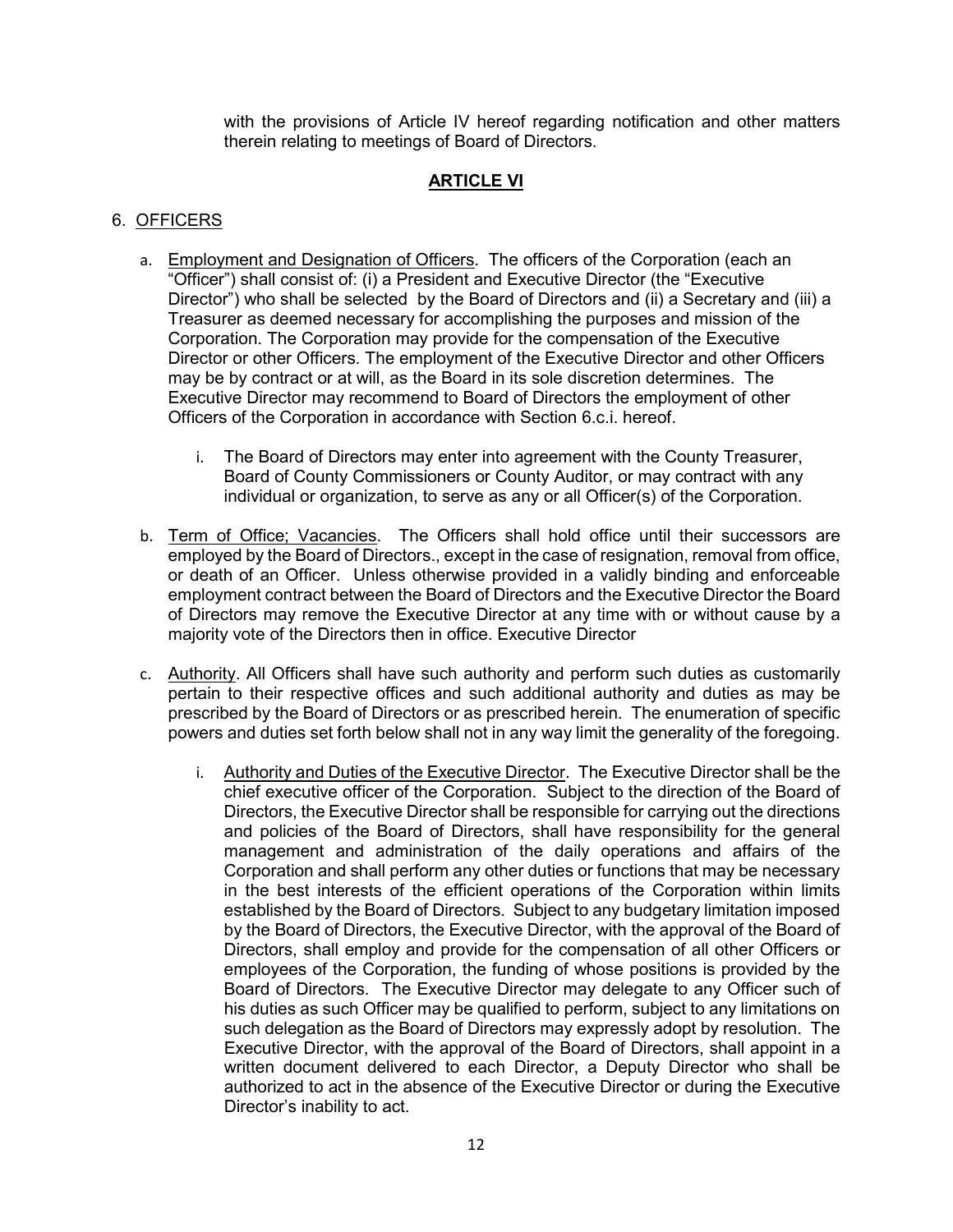with the provisions of Article IV hereof regarding notification and other matters therein relating to meetings of Board of Directors.

## ARTICLE VI

6. OFFICERS

a. Employment and Designation of Officers. The officers of the Corporation (each an "Officer") shall consist of: (i) a President and Executive Director (the "Executive Director") who shall be selected by the Board of Directors and (ii) a Secretary and (iii) a Treasurer as deemed necessary for accomplishing the purposes and mission of the Corporation. The Corporation may provide for the compensation of the Executive Director or other Officers. The employment of the Executive Director and other Officers may be by contract or at will, as the Board in its sole discretion determines. The Executive Director may recommend to Board of Directors the employment of other Officers of the Corporation in accordance with Section 6.c.i. hereof.

   i. The Board of Directors may enter into agreement with the County Treasurer, Board of County Commissioners or County Auditor, or may contract with any individual or organization, to serve as any or all Officer(s) of the Corporation.

b. Term of Office; Vacancies. The Officers shall hold office until their successors are employed by the Board of Directors., except in the case of resignation, removal from office, or death of an Officer. Unless otherwise provided in a validly binding and enforceable employment contract between the Board of Directors and the Executive Director the Board of Directors may remove the Executive Director at any time with or without cause by a majority vote of the Directors then in office. Executive Director

c. Authority. All Officers shall have such authority and perform such duties as customarily pertain to their respective offices and such additional authority and duties as may be prescribed by the Board of Directors or as prescribed herein. The enumeration of specific powers and duties set forth below shall not in any way limit the generality of the foregoing.

   i. Authority and Duties of the Executive Director. The Executive Director shall be the chief executive officer of the Corporation. Subject to the direction of the Board of Directors, the Executive Director shall be responsible for carrying out the directions and policies of the Board of Directors, shall have responsibility for the general management and administration of the daily operations and affairs of the Corporation and shall perform any other duties or functions that may be necessary in the best interests of the efficient operations of the Corporation within limits established by the Board of Directors. Subject to any budgetary limitation imposed by the Board of Directors, the Executive Director, with the approval of the Board of Directors, shall employ and provide for the compensation of all other Officers or employees of the Corporation, the funding of whose positions is provided by the Board of Directors. The Executive Director may delegate to any Officer such of his duties as such Officer may be qualified to perform, subject to any limitations on such delegation as the Board of Directors may expressly adopt by resolution. The Executive Director, with the approval of the Board of Directors, shall appoint in a written document delivered to each Director, a Deputy Director who shall be authorized to act in the absence of the Executive Director or during the Executive Director's inability to act.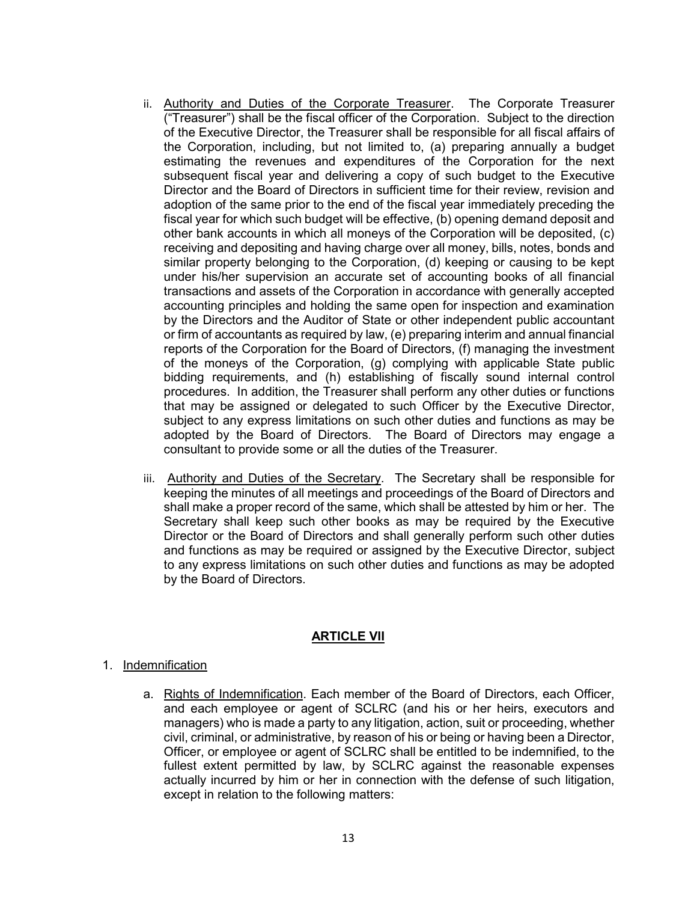ii. Authority and Duties of the Corporate Treasurer. The Corporate Treasurer ("Treasurer") shall be the fiscal officer of the Corporation. Subject to the direction of the Executive Director, the Treasurer shall be responsible for all fiscal affairs of the Corporation, including, but not limited to, (a) preparing annually a budget estimating the revenues and expenditures of the Corporation for the next subsequent fiscal year and delivering a copy of such budget to the Executive Director and the Board of Directors in sufficient time for their review, revision and adoption of the same prior to the end of the fiscal year immediately preceding the fiscal year for which such budget will be effective, (b) opening demand deposit and other bank accounts in which all moneys of the Corporation will be deposited, (c) receiving and depositing and having charge over all money, bills, notes, bonds and similar property belonging to the Corporation, (d) keeping or causing to be kept under his/her supervision an accurate set of accounting books of all financial transactions and assets of the Corporation in accordance with generally accepted accounting principles and holding the same open for inspection and examination by the Directors and the Auditor of State or other independent public accountant or firm of accountants as required by law, (e) preparing interim and annual financial reports of the Corporation for the Board of Directors, (f) managing the investment of the moneys of the Corporation, (g) complying with applicable State public bidding requirements, and (h) establishing of fiscally sound internal control procedures. In addition, the Treasurer shall perform any other duties or functions that may be assigned or delegated to such Officer by the Executive Director, subject to any express limitations on such other duties and functions as may be adopted by the Board of Directors. The Board of Directors may engage a consultant to provide some or all the duties of the Treasurer.

iii. Authority and Duties of the Secretary. The Secretary shall be responsible for keeping the minutes of all meetings and proceedings of the Board of Directors and shall make a proper record of the same, which shall be attested by him or her. The Secretary shall keep such other books as may be required by the Executive Director or the Board of Directors and shall generally perform such other duties and functions as may be required or assigned by the Executive Director, subject to any express limitations on such other duties and functions as may be adopted by the Board of Directors.

## ARTICLE VII

1. Indemnification

   a. Rights of Indemnification. Each member of the Board of Directors, each Officer, and each employee or agent of SCLRC (and his or her heirs, executors and managers) who is made a party to any litigation, action, suit or proceeding, whether civil, criminal, or administrative, by reason of his or being or having been a Director, Officer, or employee or agent of SCLRC shall be entitled to be indemnified, to the fullest extent permitted by law, by SCLRC against the reasonable expenses actually incurred by him or her in connection with the defense of such litigation, except in relation to the following matters: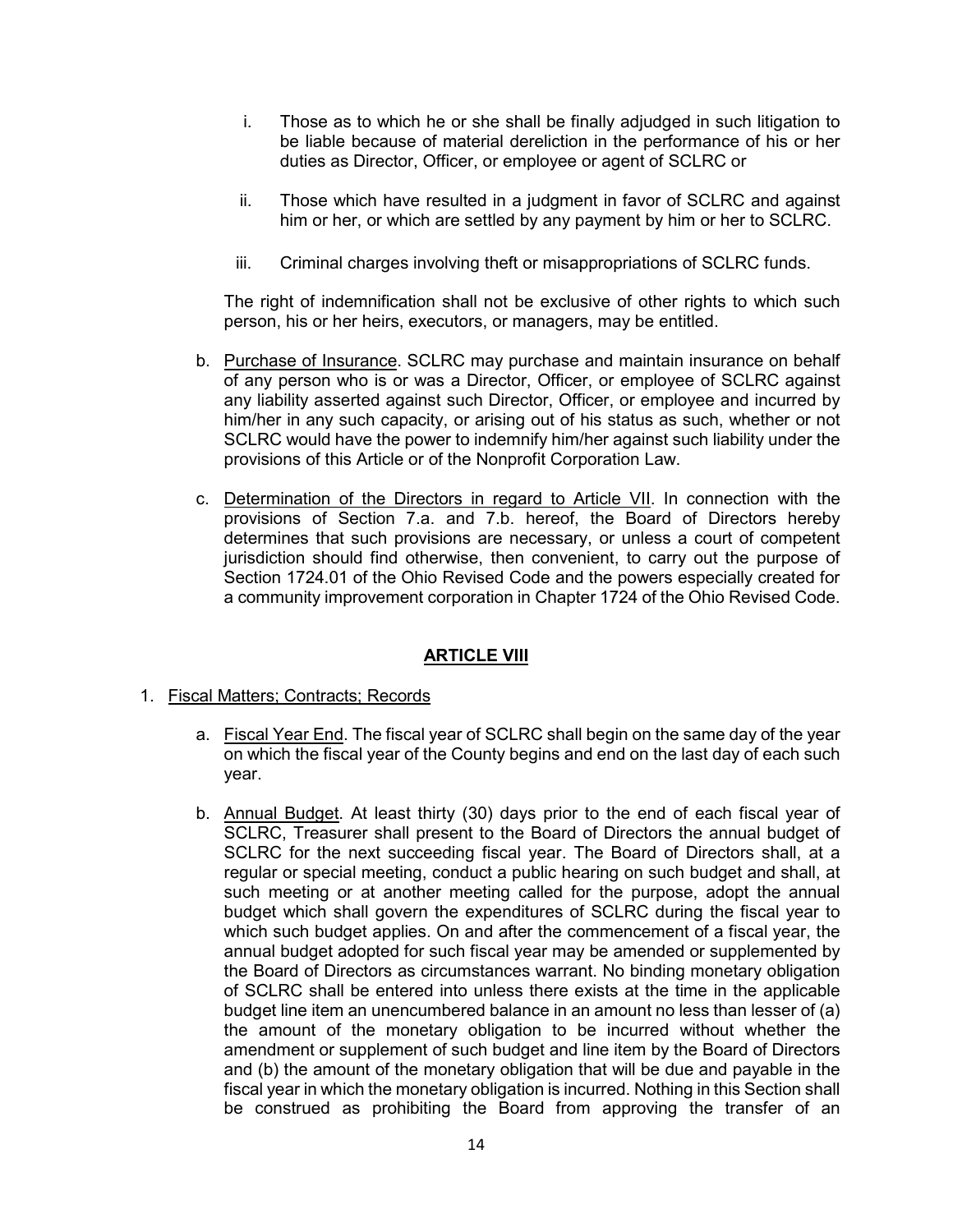i. Those as to which he or she shall be finally adjudged in such litigation to be liable because of material dereliction in the performance of his or her duties as Director, Officer, or employee or agent of SCLRC or

ii. Those which have resulted in a judgment in favor of SCLRC and against him or her, or which are settled by any payment by him or her to SCLRC.

iii. Criminal charges involving theft or misappropriations of SCLRC funds.

The right of indemnification shall not be exclusive of other rights to which such person, his or her heirs, executors, or managers, may be entitled.

b. <u>Purchase of Insurance</u>. SCLRC may purchase and maintain insurance on behalf of any person who is or was a Director, Officer, or employee of SCLRC against any liability asserted against such Director, Officer, or employee and incurred by him/her in any such capacity, or arising out of his status as such, whether or not SCLRC would have the power to indemnify him/her against such liability under the provisions of this Article or of the Nonprofit Corporation Law.

c. <u>Determination of the Directors in regard to Article VII</u>. In connection with the provisions of Section 7.a. and 7.b. hereof, the Board of Directors hereby determines that such provisions are necessary, or unless a court of competent jurisdiction should find otherwise, then convenient, to carry out the purpose of Section 1724.01 of the Ohio Revised Code and the powers especially created for a community improvement corporation in Chapter 1724 of the Ohio Revised Code.

## ARTICLE VIII

1. <u>Fiscal Matters; Contracts; Records</u>

a. <u>Fiscal Year End</u>. The fiscal year of SCLRC shall begin on the same day of the year on which the fiscal year of the County begins and end on the last day of each such year.

b. <u>Annual Budget</u>. At least thirty (30) days prior to the end of each fiscal year of SCLRC, Treasurer shall present to the Board of Directors the annual budget of SCLRC for the next succeeding fiscal year. The Board of Directors shall, at a regular or special meeting, conduct a public hearing on such budget and shall, at such meeting or at another meeting called for the purpose, adopt the annual budget which shall govern the expenditures of SCLRC during the fiscal year to which such budget applies. On and after the commencement of a fiscal year, the annual budget adopted for such fiscal year may be amended or supplemented by the Board of Directors as circumstances warrant. No binding monetary obligation of SCLRC shall be entered into unless there exists at the time in the applicable budget line item an unencumbered balance in an amount no less than lesser of (a) the amount of the monetary obligation to be incurred without whether the amendment or supplement of such budget and line item by the Board of Directors and (b) the amount of the monetary obligation that will be due and payable in the fiscal year in which the monetary obligation is incurred. Nothing in this Section shall be construed as prohibiting the Board from approving the transfer of an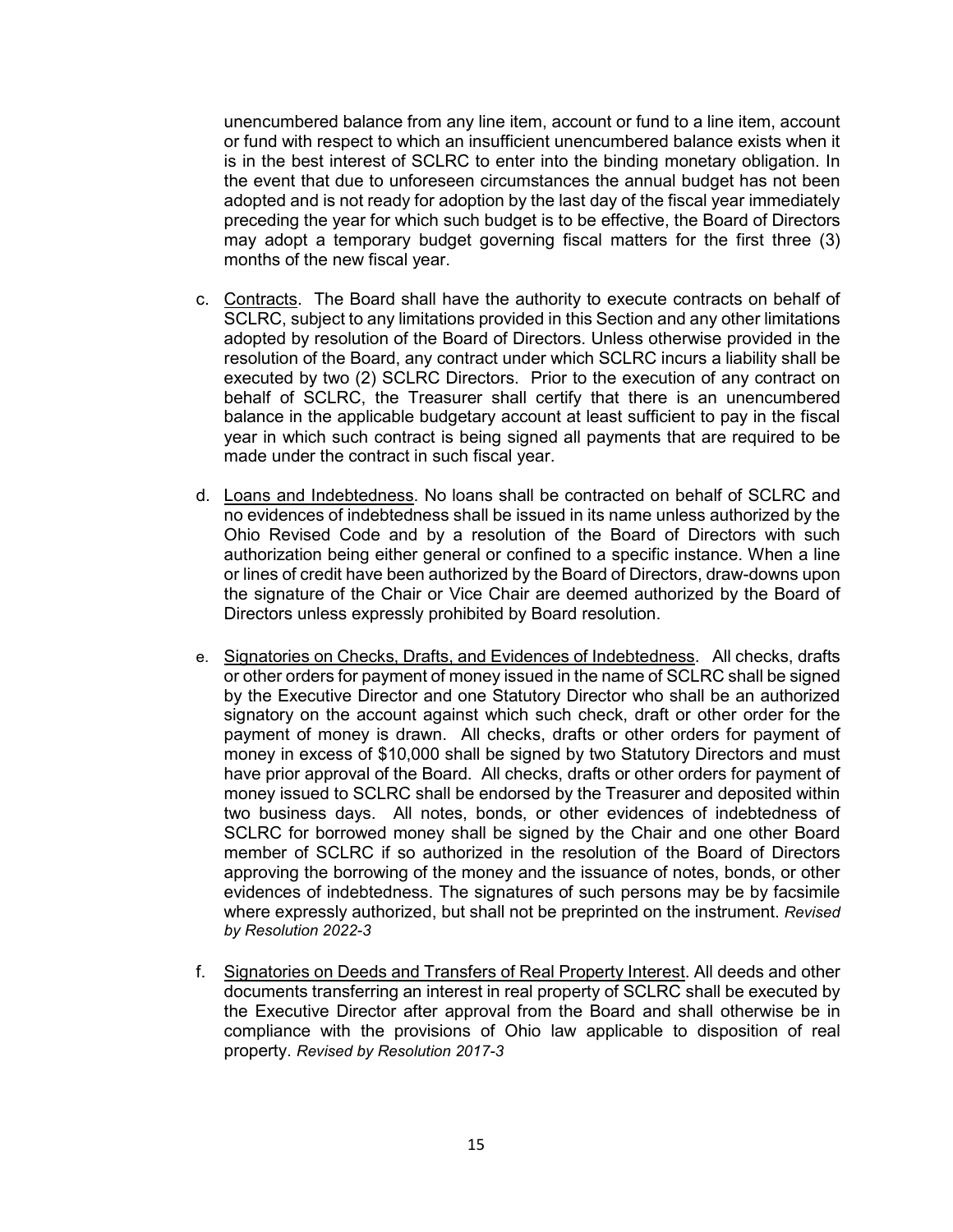unencumbered balance from any line item, account or fund to a line item, account or fund with respect to which an insufficient unencumbered balance exists when it is in the best interest of SCLRC to enter into the binding monetary obligation. In the event that due to unforeseen circumstances the annual budget has not been adopted and is not ready for adoption by the last day of the fiscal year immediately preceding the year for which such budget is to be effective, the Board of Directors may adopt a temporary budget governing fiscal matters for the first three (3) months of the new fiscal year.

c. Contracts. The Board shall have the authority to execute contracts on behalf of SCLRC, subject to any limitations provided in this Section and any other limitations adopted by resolution of the Board of Directors. Unless otherwise provided in the resolution of the Board, any contract under which SCLRC incurs a liability shall be executed by two (2) SCLRC Directors. Prior to the execution of any contract on behalf of SCLRC, the Treasurer shall certify that there is an unencumbered balance in the applicable budgetary account at least sufficient to pay in the fiscal year in which such contract is being signed all payments that are required to be made under the contract in such fiscal year.

d. Loans and Indebtedness. No loans shall be contracted on behalf of SCLRC and no evidences of indebtedness shall be issued in its name unless authorized by the Ohio Revised Code and by a resolution of the Board of Directors with such authorization being either general or confined to a specific instance. When a line or lines of credit have been authorized by the Board of Directors, draw-downs upon the signature of the Chair or Vice Chair are deemed authorized by the Board of Directors unless expressly prohibited by Board resolution.

e. Signatories on Checks, Drafts, and Evidences of Indebtedness. All checks, drafts or other orders for payment of money issued in the name of SCLRC shall be signed by the Executive Director and one Statutory Director who shall be an authorized signatory on the account against which such check, draft or other order for the payment of money is drawn. All checks, drafts or other orders for payment of money in excess of $10,000 shall be signed by two Statutory Directors and must have prior approval of the Board. All checks, drafts or other orders for payment of money issued to SCLRC shall be endorsed by the Treasurer and deposited within two business days. All notes, bonds, or other evidences of indebtedness of SCLRC for borrowed money shall be signed by the Chair and one other Board member of SCLRC if so authorized in the resolution of the Board of Directors approving the borrowing of the money and the issuance of notes, bonds, or other evidences of indebtedness. The signatures of such persons may be by facsimile where expressly authorized, but shall not be preprinted on the instrument. *Revised by Resolution 2022-3*

f. Signatories on Deeds and Transfers of Real Property Interest. All deeds and other documents transferring an interest in real property of SCLRC shall be executed by the Executive Director after approval from the Board and shall otherwise be in compliance with the provisions of Ohio law applicable to disposition of real property. *Revised by Resolution 2017-3*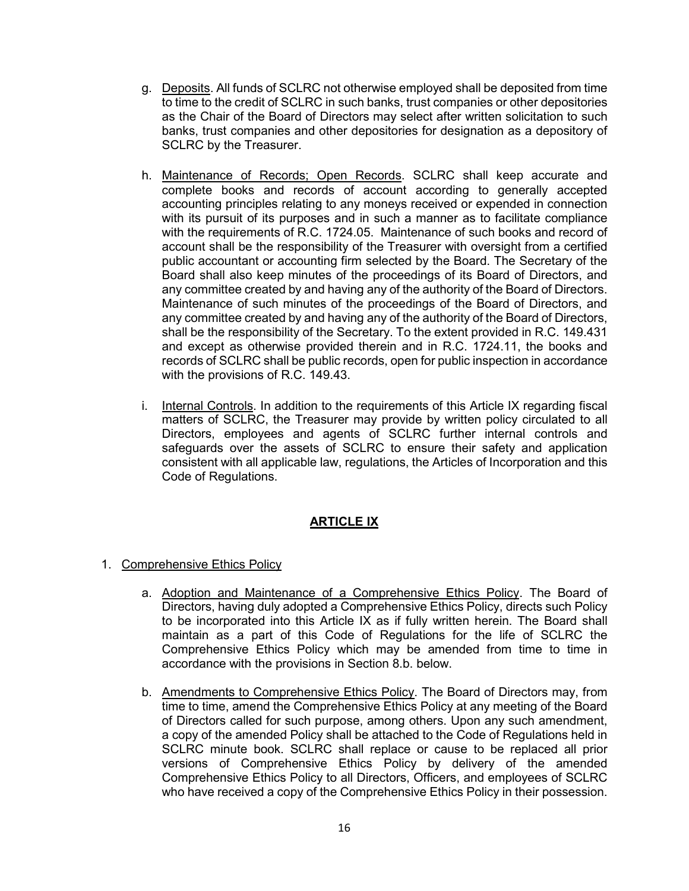g. <u>Deposits</u>. All funds of SCLRC not otherwise employed shall be deposited from time to time to the credit of SCLRC in such banks, trust companies or other depositories as the Chair of the Board of Directors may select after written solicitation to such banks, trust companies and other depositories for designation as a depository of SCLRC by the Treasurer.

h. <u>Maintenance of Records; Open Records</u>. SCLRC shall keep accurate and complete books and records of account according to generally accepted accounting principles relating to any moneys received or expended in connection with its pursuit of its purposes and in such a manner as to facilitate compliance with the requirements of R.C. 1724.05. Maintenance of such books and record of account shall be the responsibility of the Treasurer with oversight from a certified public accountant or accounting firm selected by the Board. The Secretary of the Board shall also keep minutes of the proceedings of its Board of Directors, and any committee created by and having any of the authority of the Board of Directors. Maintenance of such minutes of the proceedings of the Board of Directors, and any committee created by and having any of the authority of the Board of Directors, shall be the responsibility of the Secretary. To the extent provided in R.C. 149.431 and except as otherwise provided therein and in R.C. 1724.11, the books and records of SCLRC shall be public records, open for public inspection in accordance with the provisions of R.C. 149.43.

i. <u>Internal Controls</u>. In addition to the requirements of this Article IX regarding fiscal matters of SCLRC, the Treasurer may provide by written policy circulated to all Directors, employees and agents of SCLRC further internal controls and safeguards over the assets of SCLRC to ensure their safety and application consistent with all applicable law, regulations, the Articles of Incorporation and this Code of Regulations.

## ARTICLE IX

1. <u>Comprehensive Ethics Policy</u>

   a. <u>Adoption and Maintenance of a Comprehensive Ethics Policy</u>. The Board of Directors, having duly adopted a Comprehensive Ethics Policy, directs such Policy to be incorporated into this Article IX as if fully written herein. The Board shall maintain as a part of this Code of Regulations for the life of SCLRC the Comprehensive Ethics Policy which may be amended from time to time in accordance with the provisions in Section 8.b. below.

   b. <u>Amendments to Comprehensive Ethics Policy</u>. The Board of Directors may, from time to time, amend the Comprehensive Ethics Policy at any meeting of the Board of Directors called for such purpose, among others. Upon any such amendment, a copy of the amended Policy shall be attached to the Code of Regulations held in SCLRC minute book. SCLRC shall replace or cause to be replaced all prior versions of Comprehensive Ethics Policy by delivery of the amended Comprehensive Ethics Policy to all Directors, Officers, and employees of SCLRC who have received a copy of the Comprehensive Ethics Policy in their possession.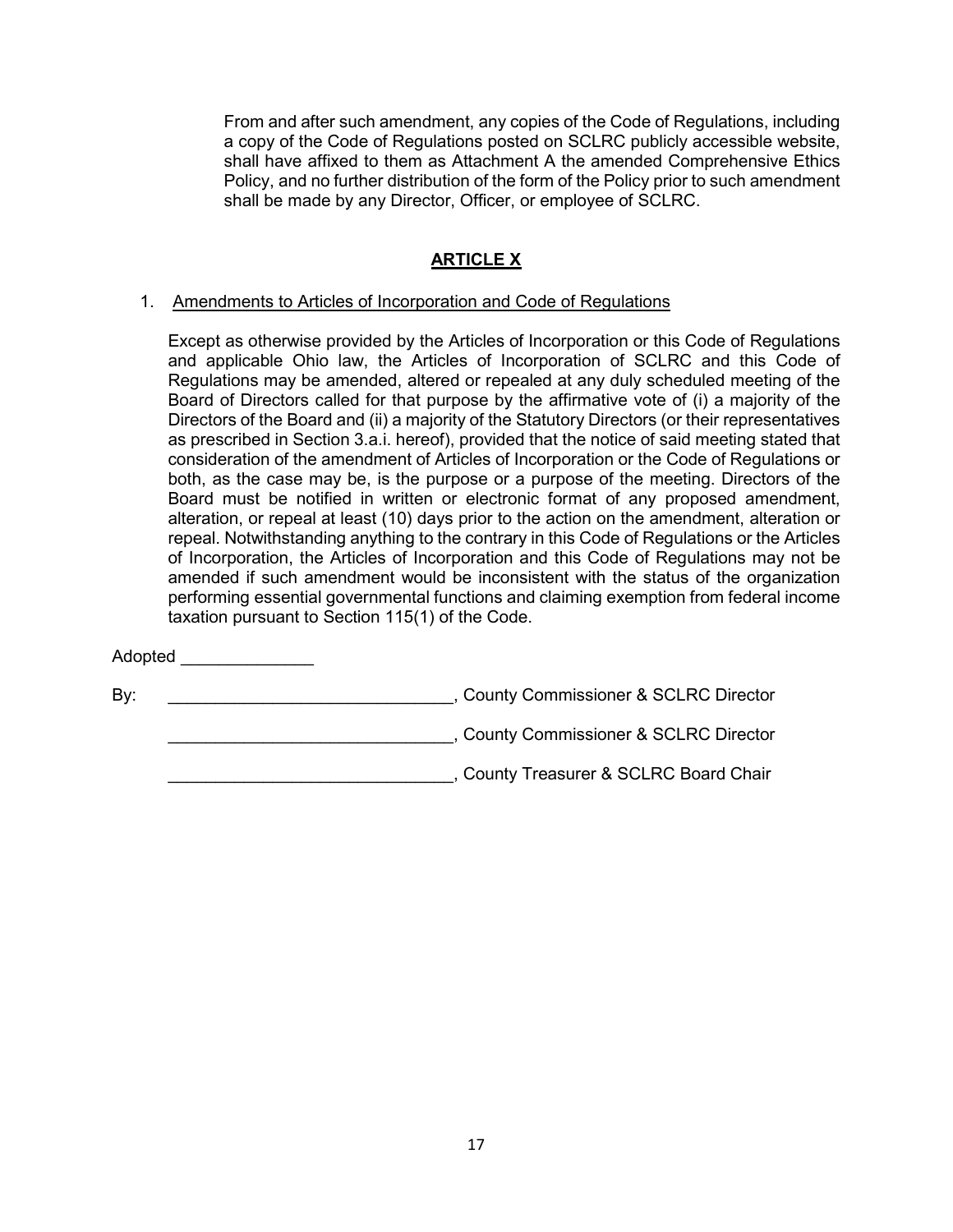From and after such amendment, any copies of the Code of Regulations, including a copy of the Code of Regulations posted on SCLRC publicly accessible website, shall have affixed to them as Attachment A the amended Comprehensive Ethics Policy, and no further distribution of the form of the Policy prior to such amendment shall be made by any Director, Officer, or employee of SCLRC.

## ARTICLE X

1. Amendments to Articles of Incorporation and Code of Regulations

Except as otherwise provided by the Articles of Incorporation or this Code of Regulations and applicable Ohio law, the Articles of Incorporation of SCLRC and this Code of Regulations may be amended, altered or repealed at any duly scheduled meeting of the Board of Directors called for that purpose by the affirmative vote of (i) a majority of the Directors of the Board and (ii) a majority of the Statutory Directors (or their representatives as prescribed in Section 3.a.i. hereof), provided that the notice of said meeting stated that consideration of the amendment of Articles of Incorporation or the Code of Regulations or both, as the case may be, is the purpose or a purpose of the meeting. Directors of the Board must be notified in written or electronic format of any proposed amendment, alteration, or repeal at least (10) days prior to the action on the amendment, alteration or repeal. Notwithstanding anything to the contrary in this Code of Regulations or the Articles of Incorporation, the Articles of Incorporation and this Code of Regulations may not be amended if such amendment would be inconsistent with the status of the organization performing essential governmental functions and claiming exemption from federal income taxation pursuant to Section 115(1) of the Code.

Adopted ______________

By: ______________________________, County Commissioner & SCLRC Director

______________________________, County Commissioner & SCLRC Director

______________________________, County Treasurer & SCLRC Board Chair